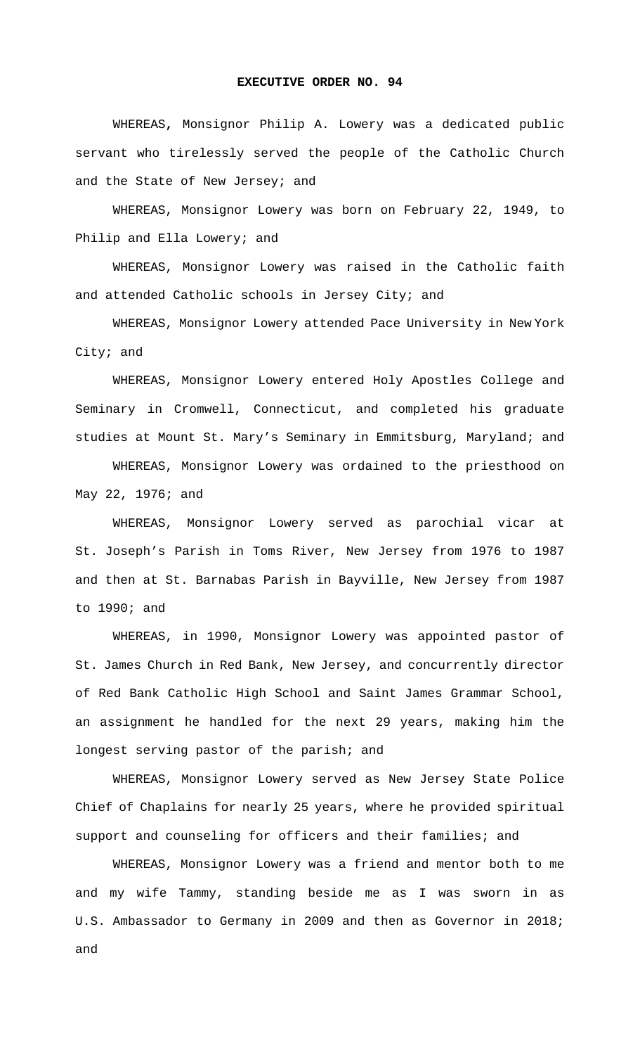**EXECUTIVE ORDER NO. 94**

WHEREAS, Monsignor Philip A. Lowery was a dedicated public servant who tirelessly served the people of the Catholic Church and the State of New Jersey; and

WHEREAS, Monsignor Lowery was born on February 22, 1949, to Philip and Ella Lowery; and

WHEREAS, Monsignor Lowery was raised in the Catholic faith and attended Catholic schools in Jersey City; and

WHEREAS, Monsignor Lowery attended Pace University in New York City; and

WHEREAS, Monsignor Lowery entered Holy Apostles College and Seminary in Cromwell, Connecticut, and completed his graduate studies at Mount St. Mary's Seminary in Emmitsburg, Maryland; and

WHEREAS, Monsignor Lowery was ordained to the priesthood on May 22, 1976; and

WHEREAS, Monsignor Lowery served as parochial vicar at St. Joseph's Parish in Toms River, New Jersey from 1976 to 1987 and then at St. Barnabas Parish in Bayville, New Jersey from 1987 to 1990; and

WHEREAS, in 1990, Monsignor Lowery was appointed pastor of St. James Church in Red Bank, New Jersey, and concurrently director of Red Bank Catholic High School and Saint James Grammar School, an assignment he handled for the next 29 years, making him the longest serving pastor of the parish; and

WHEREAS, Monsignor Lowery served as New Jersey State Police Chief of Chaplains for nearly 25 years, where he provided spiritual support and counseling for officers and their families; and

WHEREAS, Monsignor Lowery was a friend and mentor both to me and my wife Tammy, standing beside me as I was sworn in as U.S. Ambassador to Germany in 2009 and then as Governor in 2018; and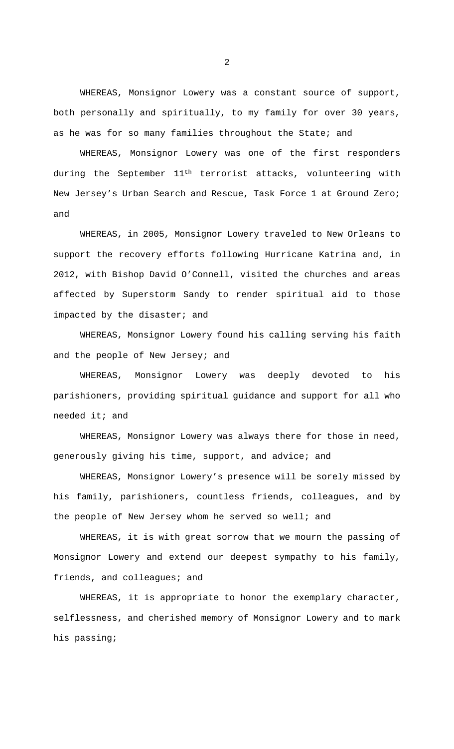WHEREAS, Monsignor Lowery was a constant source of support, both personally and spiritually, to my family for over 30 years, as he was for so many families throughout the State; and

WHEREAS, Monsignor Lowery was one of the first responders during the September 11th terrorist attacks, volunteering with New Jersey's Urban Search and Rescue, Task Force 1 at Ground Zero; and

WHEREAS, in 2005, Monsignor Lowery traveled to New Orleans to support the recovery efforts following Hurricane Katrina and, in 2012, with Bishop David O'Connell, visited the churches and areas affected by Superstorm Sandy to render spiritual aid to those impacted by the disaster; and

WHEREAS, Monsignor Lowery found his calling serving his faith and the people of New Jersey; and

WHEREAS, Monsignor Lowery was deeply devoted to his parishioners, providing spiritual guidance and support for all who needed it; and

WHEREAS, Monsignor Lowery was always there for those in need, generously giving his time, support, and advice; and

WHEREAS, Monsignor Lowery's presence will be sorely missed by his family, parishioners, countless friends, colleagues, and by the people of New Jersey whom he served so well; and

WHEREAS, it is with great sorrow that we mourn the passing of Monsignor Lowery and extend our deepest sympathy to his family, friends, and colleagues; and

WHEREAS, it is appropriate to honor the exemplary character, selflessness, and cherished memory of Monsignor Lowery and to mark his passing;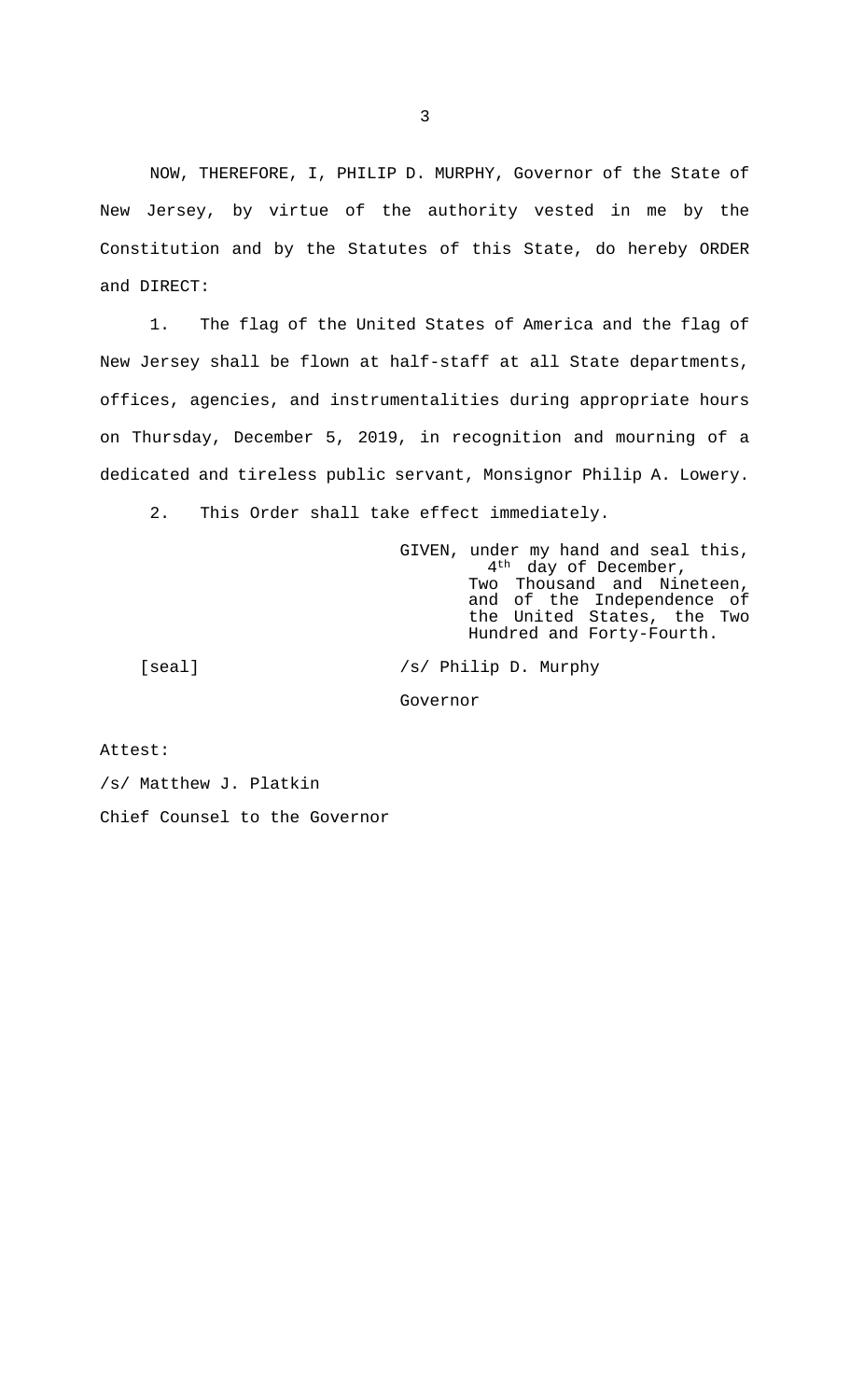NOW, THEREFORE, I, PHILIP D. MURPHY, Governor of the State of New Jersey, by virtue of the authority vested in me by the Constitution and by the Statutes of this State, do hereby ORDER and DIRECT:

1. The flag of the United States of America and the flag of New Jersey shall be flown at half-staff at all State departments, offices, agencies, and instrumentalities during appropriate hours on Thursday, December 5, 2019, in recognition and mourning of a dedicated and tireless public servant, Monsignor Philip A. Lowery.

2. This Order shall take effect immediately.

GIVEN, under my hand and seal this, 4th day of December, Two Thousand and Nineteen, and of the Independence of the United States, the Two Hundred and Forty-Fourth.

[seal]

/s/ Philip D. Murphy

Governor

Attest:

/s/ Matthew J. Platkin

Chief Counsel to the Governor